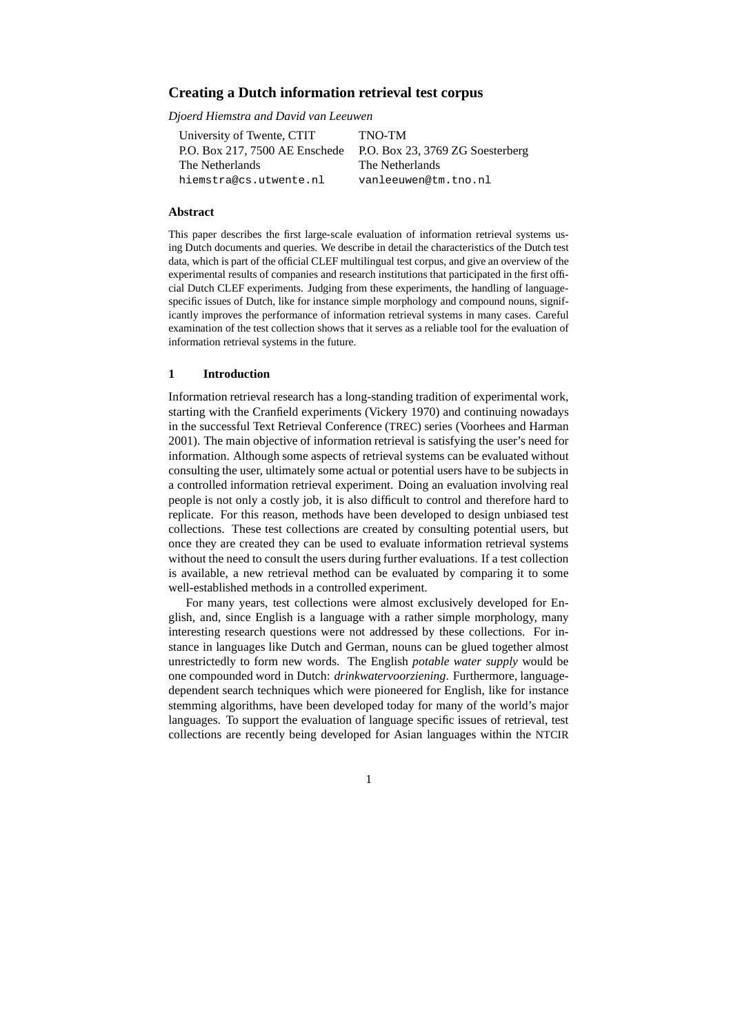# Creating a Dutch information retrieval test corpus

*Djoerd Hiemstra and David van Leeuwen*

University of Twente, CTIT
P.O. Box 217, 7500 AE Enschede
The Netherlands
hiemstra@cs.utwente.nl

TNO-TM
P.O. Box 23, 3769 ZG Soesterberg
The Netherlands
vanleeuwen@tm.tno.nl

## Abstract

This paper describes the first large-scale evaluation of information retrieval systems using Dutch documents and queries. We describe in detail the characteristics of the Dutch test data, which is part of the official CLEF multilingual test corpus, and give an overview of the experimental results of companies and research institutions that participated in the first official Dutch CLEF experiments. Judging from these experiments, the handling of language-specific issues of Dutch, like for instance simple morphology and compound nouns, significantly improves the performance of information retrieval systems in many cases. Careful examination of the test collection shows that it serves as a reliable tool for the evaluation of information retrieval systems in the future.

## 1 Introduction

Information retrieval research has a long-standing tradition of experimental work, starting with the Cranfield experiments (Vickery 1970) and continuing nowadays in the successful Text Retrieval Conference (TREC) series (Voorhees and Harman 2001). The main objective of information retrieval is satisfying the user's need for information. Although some aspects of retrieval systems can be evaluated without consulting the user, ultimately some actual or potential users have to be subjects in a controlled information retrieval experiment. Doing an evaluation involving real people is not only a costly job, it is also difficult to control and therefore hard to replicate. For this reason, methods have been developed to design unbiased test collections. These test collections are created by consulting potential users, but once they are created they can be used to evaluate information retrieval systems without the need to consult the users during further evaluations. If a test collection is available, a new retrieval method can be evaluated by comparing it to some well-established methods in a controlled experiment.

For many years, test collections were almost exclusively developed for English, and, since English is a language with a rather simple morphology, many interesting research questions were not addressed by these collections. For instance in languages like Dutch and German, nouns can be glued together almost unrestrictedly to form new words. The English *potable water supply* would be one compounded word in Dutch: *drinkwatervoorziening*. Furthermore, language-dependent search techniques which were pioneered for English, like for instance stemming algorithms, have been developed today for many of the world's major languages. To support the evaluation of language specific issues of retrieval, test collections are recently being developed for Asian languages within the NTCIR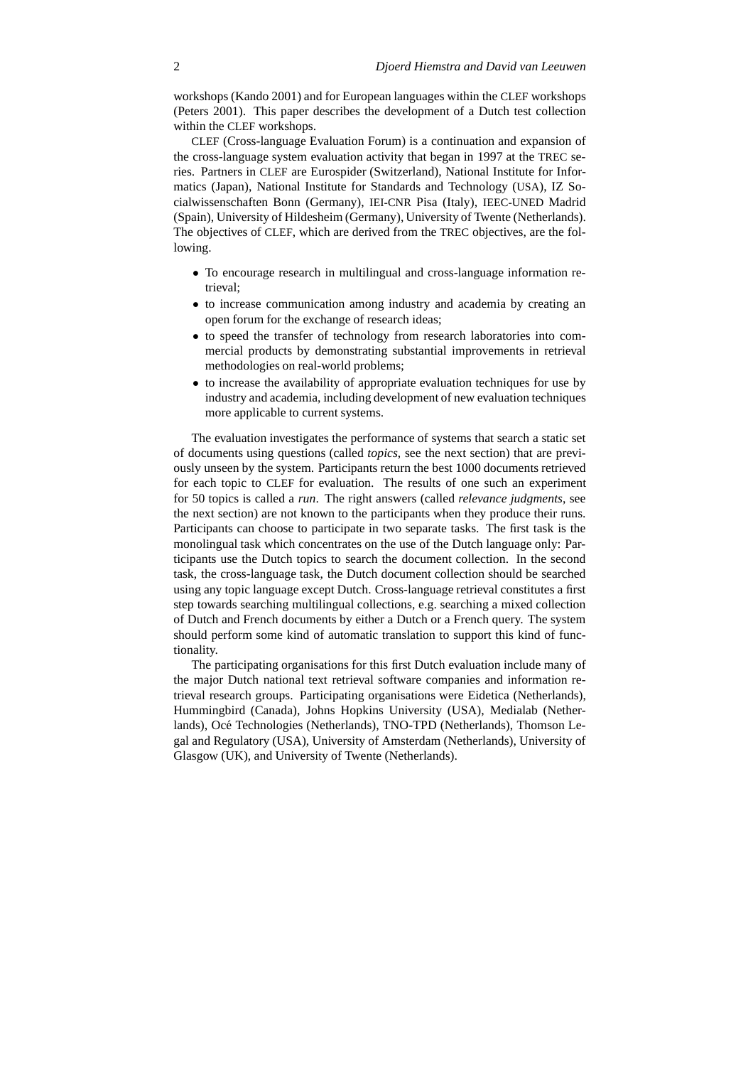workshops (Kando 2001) and for European languages within the CLEF workshops (Peters 2001). This paper describes the development of a Dutch test collection within the CLEF workshops.

CLEF (Cross-language Evaluation Forum) is a continuation and expansion of the cross-language system evaluation activity that began in 1997 at the TREC series. Partners in CLEF are Eurospider (Switzerland), National Institute for Informatics (Japan), National Institute for Standards and Technology (USA), IZ Sozialwissenschaften Bonn (Germany), IEI-CNR Pisa (Italy), IEEC-UNED Madrid (Spain), University of Hildesheim (Germany), University of Twente (Netherlands). The objectives of CLEF, which are derived from the TREC objectives, are the following.

- To encourage research in multilingual and cross-language information retrieval;
- to increase communication among industry and academia by creating an open forum for the exchange of research ideas;
- to speed the transfer of technology from research laboratories into commercial products by demonstrating substantial improvements in retrieval methodologies on real-world problems;
- to increase the availability of appropriate evaluation techniques for use by industry and academia, including development of new evaluation techniques more applicable to current systems.

The evaluation investigates the performance of systems that search a static set of documents using questions (called *topics*, see the next section) that are previously unseen by the system. Participants return the best 1000 documents retrieved for each topic to CLEF for evaluation. The results of one such an experiment for 50 topics is called a *run*. The right answers (called *relevance judgments*, see the next section) are not known to the participants when they produce their runs. Participants can choose to participate in two separate tasks. The first task is the monolingual task which concentrates on the use of the Dutch language only: Participants use the Dutch topics to search the document collection. In the second task, the cross-language task, the Dutch document collection should be searched using any topic language except Dutch. Cross-language retrieval constitutes a first step towards searching multilingual collections, e.g. searching a mixed collection of Dutch and French documents by either a Dutch or a French query. The system should perform some kind of automatic translation to support this kind of functionality.

The participating organisations for this first Dutch evaluation include many of the major Dutch national text retrieval software companies and information retrieval research groups. Participating organisations were Eidetica (Netherlands), Hummingbird (Canada), Johns Hopkins University (USA), Medialab (Netherlands), Océ Technologies (Netherlands), TNO-TPD (Netherlands), Thomson Legal and Regulatory (USA), University of Amsterdam (Netherlands), University of Glasgow (UK), and University of Twente (Netherlands).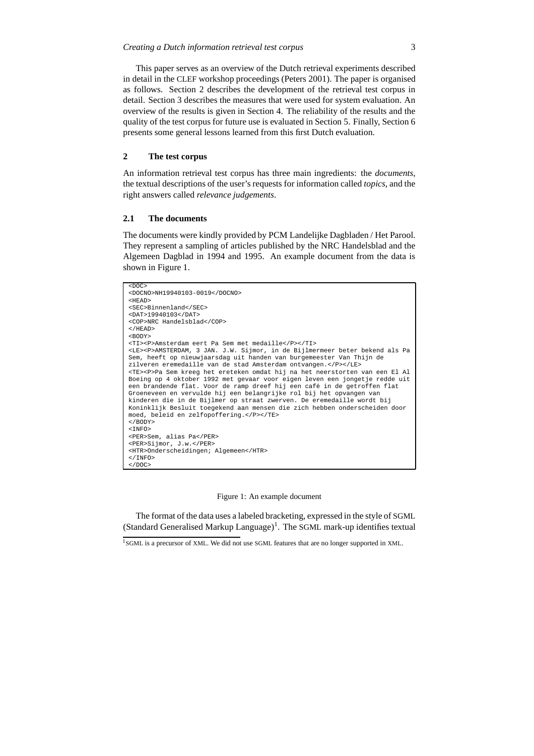This paper serves as an overview of the Dutch retrieval experiments described in detail in the CLEF workshop proceedings (Peters 2001). The paper is organised as follows. Section 2 describes the development of the retrieval test corpus in detail. Section 3 describes the measures that were used for system evaluation. An overview of the results is given in Section 4. The reliability of the results and the quality of the test corpus for future use is evaluated in Section 5. Finally, Section 6 presents some general lessons learned from this first Dutch evaluation.

## 2 The test corpus

An information retrieval test corpus has three main ingredients: the *documents*, the textual descriptions of the user's requests for information called *topics*, and the right answers called *relevance judgements*.

### 2.1 The documents

The documents were kindly provided by PCM Landelijke Dagbladen / Het Parool. They represent a sampling of articles published by the NRC Handelsblad and the Algemeen Dagblad in 1994 and 1995. An example document from the data is shown in Figure 1.

```
<DOC>
<DOCNO>NH19940103-0019</DOCNO>
<HEAD>
<SEC>Binnenland</SEC>
<DAT>19940103</DAT>
<COP>NRC Handelsblad</COP>
</HEAD>
<BODY>
<TI><P>Amsterdam eert Pa Sem met medaille</P></TI>
<LE><P>AMSTERDAM, 3 JAN. J.W. Sijmor, in de Bijlmermeer beter bekend als Pa
Sem, heeft op nieuwjaarsdag uit handen van burgemeester Van Thijn de
zilveren eremedaille van de stad Amsterdam ontvangen.</P></LE>
<TE><P>Pa Sem kreeg het ereteken omdat hij na het neerstorten van een El Al
Boeing op 4 oktober 1992 met gevaar voor eigen leven een jongetje redde uit
een brandende flat. Voor de ramp dreef hij een café in de getroffen flat
Groeneveen en vervulde hij een belangrijke rol bij het opvangen van
kinderen die in de Bijlmer op straat zwerven. De eremedaille wordt bij
Koninklijk Besluit toegekend aan mensen die zich hebben onderscheiden door
moed, beleid en zelfopoffering.</P></TE>
</BODY>
<INFO>
<PER>Sem, alias Pa</PER>
<PER>Sijmor, J.w.</PER>
<HTR>Onderscheidingen; Algemeen</HTR>
</INFO>
</DOC>
```

Figure 1: An example document

The format of the data uses a labeled bracketing, expressed in the style of SGML (Standard Generalised Markup Language)[1]. The SGML mark-up identifies textual

[1] SGML is a precursor of XML. We did not use SGML features that are no longer supported in XML.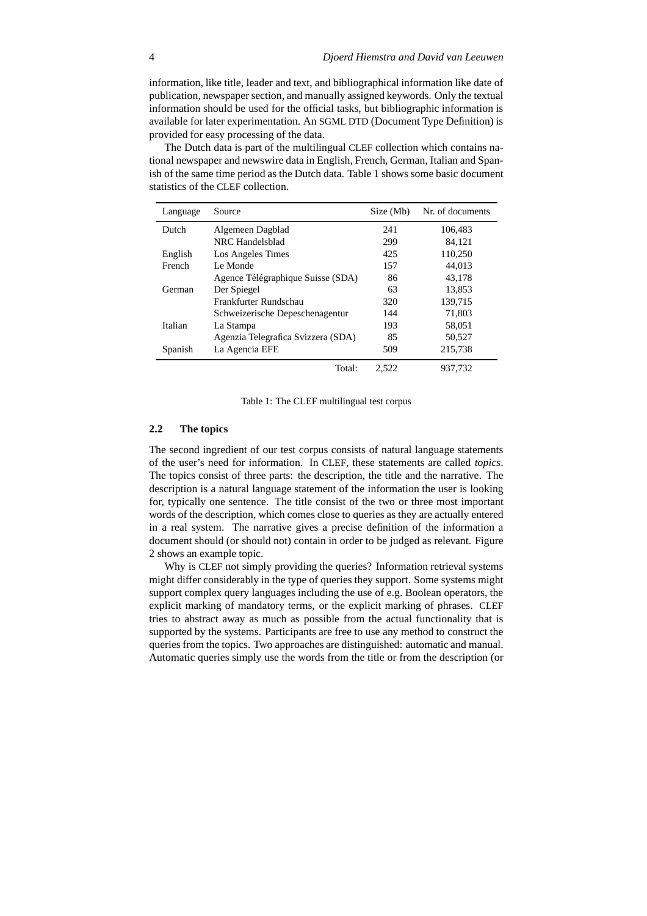information, like title, leader and text, and bibliographical information like date of publication, newspaper section, and manually assigned keywords. Only the textual information should be used for the official tasks, but bibliographic information is available for later experimentation. An SGML DTD (Document Type Definition) is provided for easy processing of the data.

The Dutch data is part of the multilingual CLEF collection which contains national newspaper and newswire data in English, French, German, Italian and Spanish of the same time period as the Dutch data. Table 1 shows some basic document statistics of the CLEF collection.

| Language | Source | Size (Mb) | Nr. of documents |
|---|---|---|---|
| Dutch | Algemeen Dagblad | 241 | 106,483 |
| | NRC Handelsblad | 299 | 84,121 |
| English | Los Angeles Times | 425 | 110,250 |
| French | Le Monde | 157 | 44,013 |
| | Agence Télégraphique Suisse (SDA) | 86 | 43,178 |
| German | Der Spiegel | 63 | 13,853 |
| | Frankfurter Rundschau | 320 | 139,715 |
| | Schweizerische Depeschenagentur | 144 | 71,803 |
| Italian | La Stampa | 193 | 58,051 |
| | Agenzia Telegrafica Svizzera (SDA) | 85 | 50,527 |
| Spanish | La Agencia EFE | 509 | 215,738 |
| | Total: | 2,522 | 937,732 |

Table 1: The CLEF multilingual test corpus

### 2.2 The topics

The second ingredient of our test corpus consists of natural language statements of the user's need for information. In CLEF, these statements are called *topics*. The topics consist of three parts: the description, the title and the narrative. The description is a natural language statement of the information the user is looking for, typically one sentence. The title consist of the two or three most important words of the description, which comes close to queries as they are actually entered in a real system. The narrative gives a precise definition of the information a document should (or should not) contain in order to be judged as relevant. Figure 2 shows an example topic.

Why is CLEF not simply providing the queries? Information retrieval systems might differ considerably in the type of queries they support. Some systems might support complex query languages including the use of e.g. Boolean operators, the explicit marking of mandatory terms, or the explicit marking of phrases. CLEF tries to abstract away as much as possible from the actual functionality that is supported by the systems. Participants are free to use any method to construct the queries from the topics. Two approaches are distinguished: automatic and manual. Automatic queries simply use the words from the title or from the description (or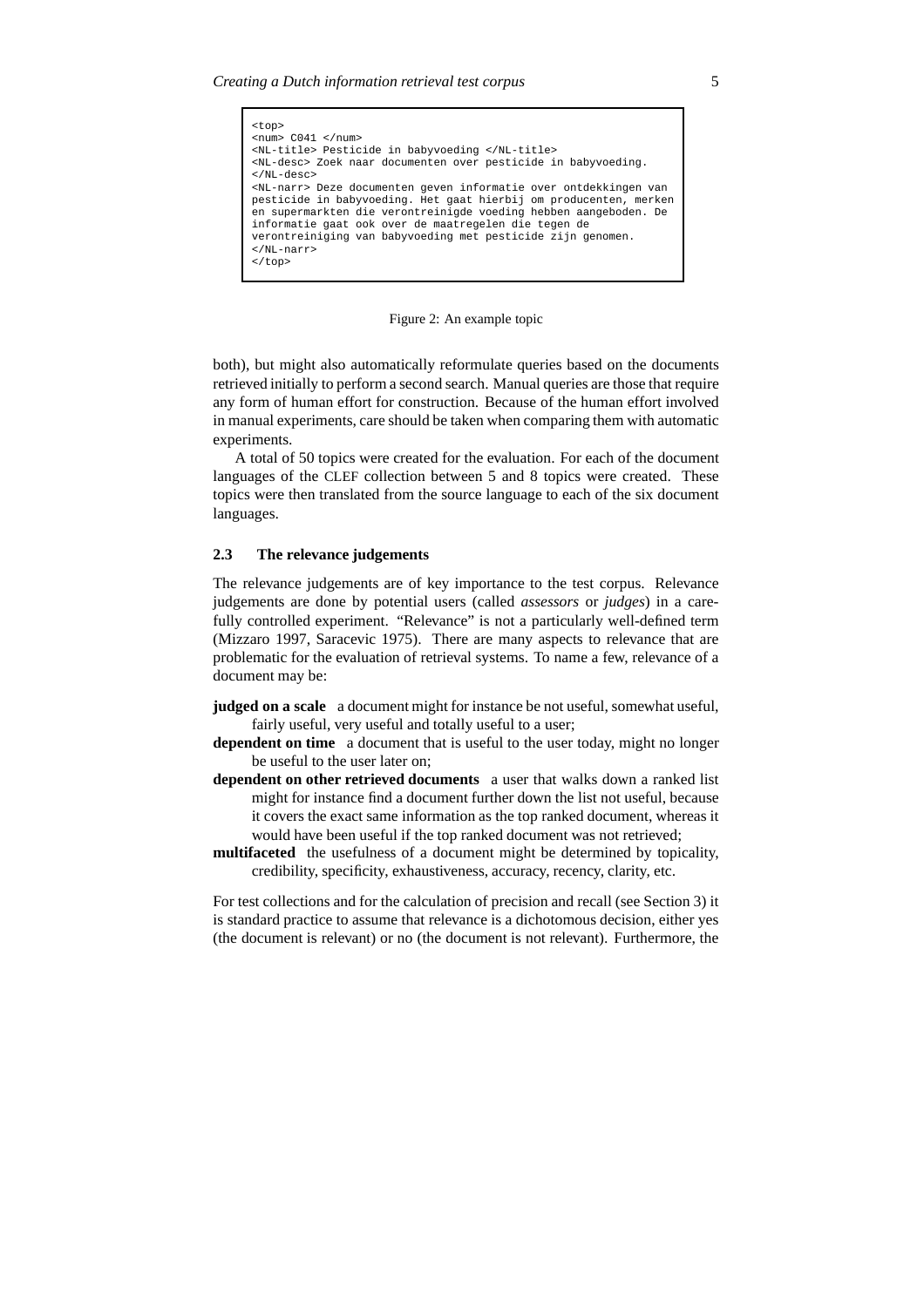```
<top>
<num> C041 </num>
<NL-title> Pesticide in babyvoeding </NL-title>
<NL-desc> Zoek naar documenten over pesticide in babyvoeding.
</NL-desc>
<NL-narr> Deze documenten geven informatie over ontdekkingen van
pesticide in babyvoeding. Het gaat hierbij om producenten, merken
en supermarkten die verontreinigde voeding hebben aangeboden. De
informatie gaat ook over de maatregelen die tegen de
verontreiniging van babyvoeding met pesticide zijn genomen.
</NL-narr>
</top>
```

Figure 2: An example topic

both), but might also automatically reformulate queries based on the documents retrieved initially to perform a second search. Manual queries are those that require any form of human effort for construction. Because of the human effort involved in manual experiments, care should be taken when comparing them with automatic experiments.

A total of 50 topics were created for the evaluation. For each of the document languages of the CLEF collection between 5 and 8 topics were created. These topics were then translated from the source language to each of the six document languages.

### 2.3 The relevance judgements

The relevance judgements are of key importance to the test corpus. Relevance judgements are done by potential users (called *assessors* or *judges*) in a carefully controlled experiment. "Relevance" is not a particularly well-defined term (Mizzaro 1997, Saracevic 1975). There are many aspects to relevance that are problematic for the evaluation of retrieval systems. To name a few, relevance of a document may be:

- **judged on a scale** a document might for instance be not useful, somewhat useful, fairly useful, very useful and totally useful to a user;
- **dependent on time** a document that is useful to the user today, might no longer be useful to the user later on;
- **dependent on other retrieved documents** a user that walks down a ranked list might for instance find a document further down the list not useful, because it covers the exact same information as the top ranked document, whereas it would have been useful if the top ranked document was not retrieved;
- **multifaceted** the usefulness of a document might be determined by topicality, credibility, specificity, exhaustiveness, accuracy, recency, clarity, etc.

For test collections and for the calculation of precision and recall (see Section 3) it is standard practice to assume that relevance is a dichotomous decision, either yes (the document is relevant) or no (the document is not relevant). Furthermore, the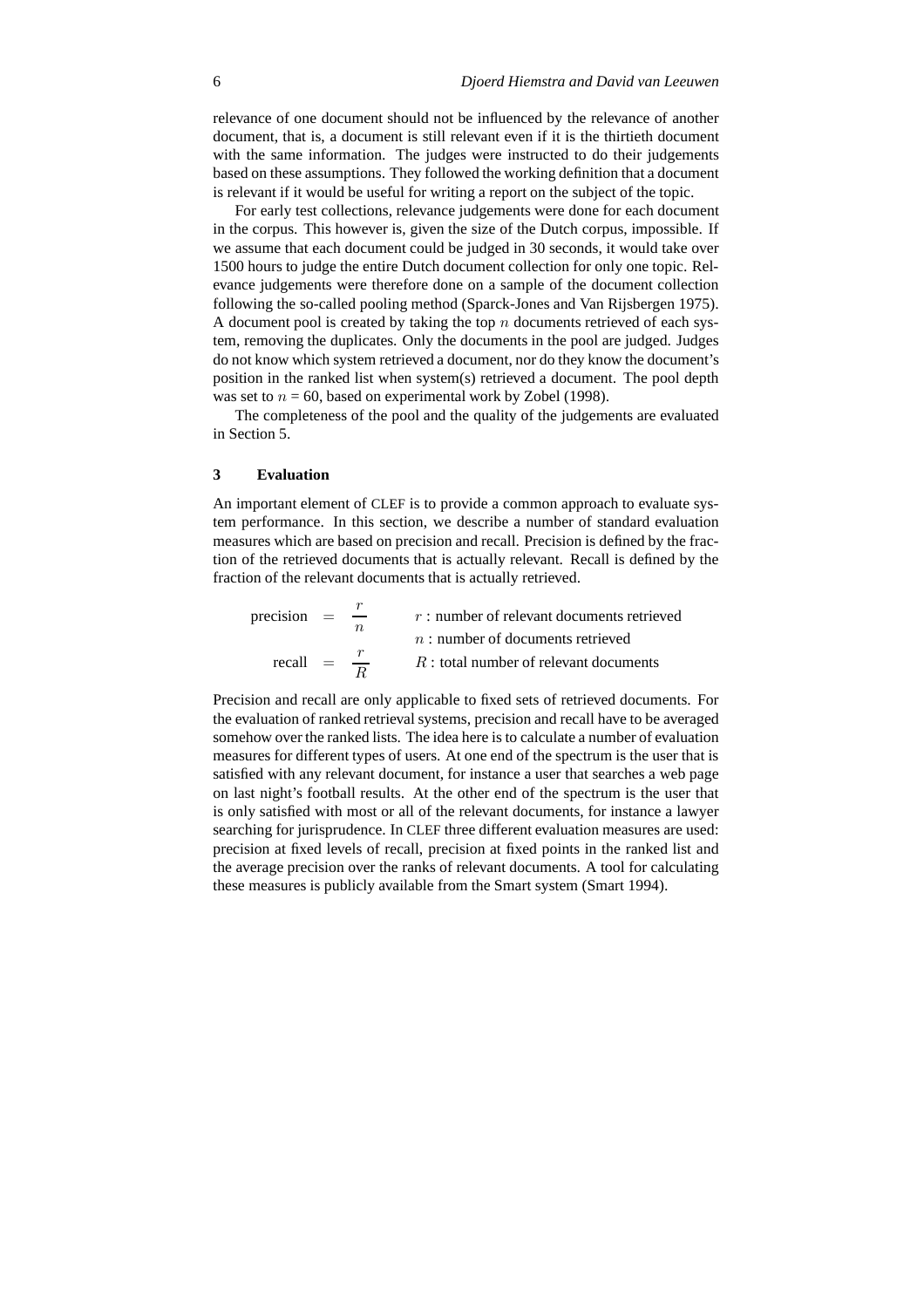relevance of one document should not be influenced by the relevance of another document, that is, a document is still relevant even if it is the thirtieth document with the same information. The judges were instructed to do their judgements based on these assumptions. They followed the working definition that a document is relevant if it would be useful for writing a report on the subject of the topic.

For early test collections, relevance judgements were done for each document in the corpus. This however is, given the size of the Dutch corpus, impossible. If we assume that each document could be judged in 30 seconds, it would take over 1500 hours to judge the entire Dutch document collection for only one topic. Relevance judgements were therefore done on a sample of the document collection following the so-called pooling method (Sparck-Jones and Van Rijsbergen 1975). A document pool is created by taking the top $n$ documents retrieved of each system, removing the duplicates. Only the documents in the pool are judged. Judges do not know which system retrieved a document, nor do they know the document's position in the ranked list when system(s) retrieved a document. The pool depth was set to $n = 60$, based on experimental work by Zobel (1998).

The completeness of the pool and the quality of the judgements are evaluated in Section 5.

## 3 Evaluation

An important element of CLEF is to provide a common approach to evaluate system performance. In this section, we describe a number of standard evaluation measures which are based on precision and recall. Precision is defined by the fraction of the retrieved documents that is actually relevant. Recall is defined by the fraction of the relevant documents that is actually retrieved.

$$\text{precision} = \frac{r}{n} \qquad \text{recall} = \frac{r}{R}$$

$r$ : number of relevant documents retrieved
$n$ : number of documents retrieved
$R$ : total number of relevant documents

Precision and recall are only applicable to fixed sets of retrieved documents. For the evaluation of ranked retrieval systems, precision and recall have to be averaged somehow over the ranked lists. The idea here is to calculate a number of evaluation measures for different types of users. At one end of the spectrum is the user that is satisfied with any relevant document, for instance a user that searches a web page on last night's football results. At the other end of the spectrum is the user that is only satisfied with most or all of the relevant documents, for instance a lawyer searching for jurisprudence. In CLEF three different evaluation measures are used: precision at fixed levels of recall, precision at fixed points in the ranked list and the average precision over the ranks of relevant documents. A tool for calculating these measures is publicly available from the Smart system (Smart 1994).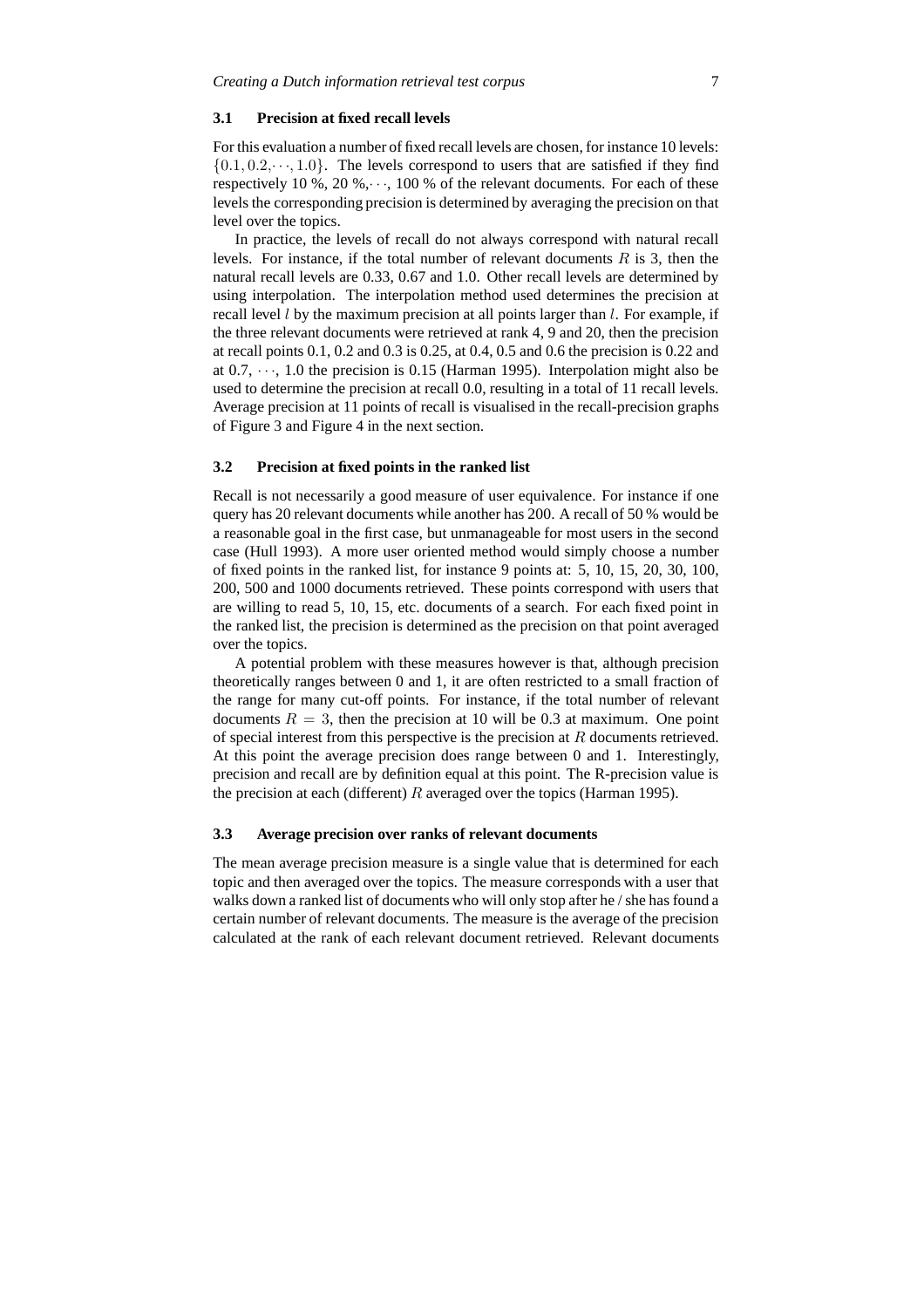### 3.1 Precision at fixed recall levels

For this evaluation a number of fixed recall levels are chosen, for instance 10 levels: $\{0.1, 0.2, \cdots, 1.0\}$. The levels correspond to users that are satisfied if they find respectively 10 %, 20 %, $\cdots$, 100 % of the relevant documents. For each of these levels the corresponding precision is determined by averaging the precision on that level over the topics.

In practice, the levels of recall do not always correspond with natural recall levels. For instance, if the total number of relevant documents $R$ is 3, then the natural recall levels are 0.33, 0.67 and 1.0. Other recall levels are determined by using interpolation. The interpolation method used determines the precision at recall level $l$ by the maximum precision at all points larger than $l$. For example, if the three relevant documents were retrieved at rank 4, 9 and 20, then the precision at recall points 0.1, 0.2 and 0.3 is 0.25, at 0.4, 0.5 and 0.6 the precision is 0.22 and at 0.7, $\cdots$, 1.0 the precision is 0.15 (Harman 1995). Interpolation might also be used to determine the precision at recall 0.0, resulting in a total of 11 recall levels. Average precision at 11 points of recall is visualised in the recall-precision graphs of Figure 3 and Figure 4 in the next section.

### 3.2 Precision at fixed points in the ranked list

Recall is not necessarily a good measure of user equivalence. For instance if one query has 20 relevant documents while another has 200. A recall of 50 % would be a reasonable goal in the first case, but unmanageable for most users in the second case (Hull 1993). A more user oriented method would simply choose a number of fixed points in the ranked list, for instance 9 points at: 5, 10, 15, 20, 30, 100, 200, 500 and 1000 documents retrieved. These points correspond with users that are willing to read 5, 10, 15, etc. documents of a search. For each fixed point in the ranked list, the precision is determined as the precision on that point averaged over the topics.

A potential problem with these measures however is that, although precision theoretically ranges between 0 and 1, it are often restricted to a small fraction of the range for many cut-off points. For instance, if the total number of relevant documents $R = 3$, then the precision at 10 will be 0.3 at maximum. One point of special interest from this perspective is the precision at $R$ documents retrieved. At this point the average precision does range between 0 and 1. Interestingly, precision and recall are by definition equal at this point. The R-precision value is the precision at each (different) $R$ averaged over the topics (Harman 1995).

### 3.3 Average precision over ranks of relevant documents

The mean average precision measure is a single value that is determined for each topic and then averaged over the topics. The measure corresponds with a user that walks down a ranked list of documents who will only stop after he / she has found a certain number of relevant documents. The measure is the average of the precision calculated at the rank of each relevant document retrieved. Relevant documents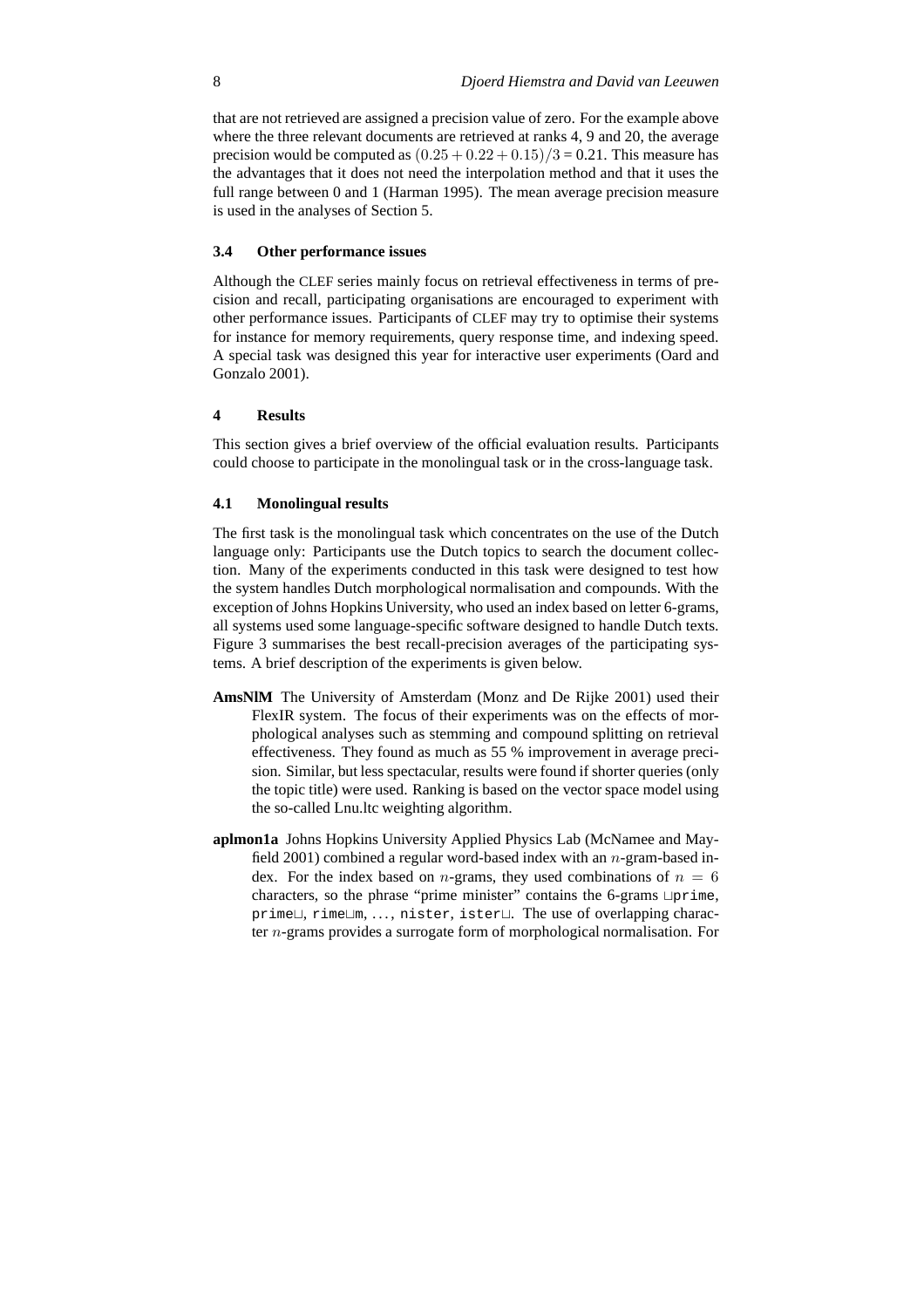that are not retrieved are assigned a precision value of zero. For the example above where the three relevant documents are retrieved at ranks 4, 9 and 20, the average precision would be computed as $(0.25 + 0.22 + 0.15)/3 = 0.21$. This measure has the advantages that it does not need the interpolation method and that it uses the full range between 0 and 1 (Harman 1995). The mean average precision measure is used in the analyses of Section 5.

### 3.4 Other performance issues

Although the CLEF series mainly focus on retrieval effectiveness in terms of precision and recall, participating organisations are encouraged to experiment with other performance issues. Participants of CLEF may try to optimise their systems for instance for memory requirements, query response time, and indexing speed. A special task was designed this year for interactive user experiments (Oard and Gonzalo 2001).

## 4 Results

This section gives a brief overview of the official evaluation results. Participants could choose to participate in the monolingual task or in the cross-language task.

### 4.1 Monolingual results

The first task is the monolingual task which concentrates on the use of the Dutch language only: Participants use the Dutch topics to search the document collection. Many of the experiments conducted in this task were designed to test how the system handles Dutch morphological normalisation and compounds. With the exception of Johns Hopkins University, who used an index based on letter 6-grams, all systems used some language-specific software designed to handle Dutch texts. Figure 3 summarises the best recall-precision averages of the participating systems. A brief description of the experiments is given below.

**AmsNlM** The University of Amsterdam (Monz and De Rijke 2001) used their FlexIR system. The focus of their experiments was on the effects of morphological analyses such as stemming and compound splitting on retrieval effectiveness. They found as much as 55 % improvement in average precision. Similar, but less spectacular, results were found if shorter queries (only the topic title) were used. Ranking is based on the vector space model using the so-called Lnu.ltc weighting algorithm.

**aplmon1a** Johns Hopkins University Applied Physics Lab (McNamee and Mayfield 2001) combined a regular word-based index with an $n$-gram-based index. For the index based on $n$-grams, they used combinations of $n = 6$ characters, so the phrase "prime minister" contains the 6-grams `␣prime`, `prime␣`, `rime␣m`, ..., `nister`, `ister␣`. The use of overlapping character $n$-grams provides a surrogate form of morphological normalisation. For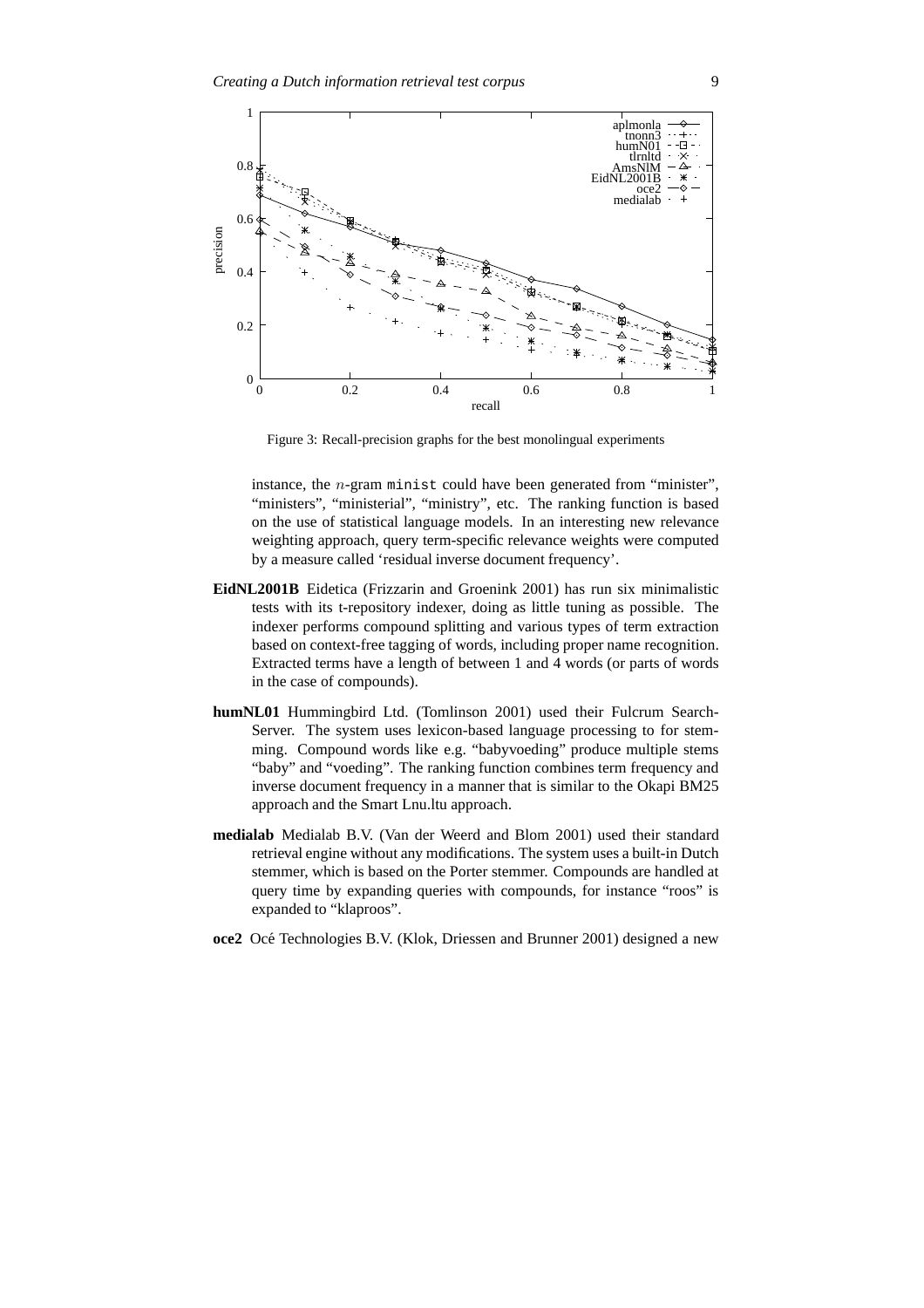Figure 3: Recall-precision graphs for the best monolingual experiments

instance, the $n$-gram `minist` could have been generated from "minister", "ministers", "ministerial", "ministry", etc. The ranking function is based on the use of statistical language models. In an interesting new relevance weighting approach, query term-specific relevance weights were computed by a measure called 'residual inverse document frequency'.

**EidNL2001B** Eidetica (Frizzarin and Groenink 2001) has run six minimalistic tests with its t-repository indexer, doing as little tuning as possible. The indexer performs compound splitting and various types of term extraction based on context-free tagging of words, including proper name recognition. Extracted terms have a length of between 1 and 4 words (or parts of words in the case of compounds).

**humNL01** Hummingbird Ltd. (Tomlinson 2001) used their Fulcrum Search-Server. The system uses lexicon-based language processing to for stemming. Compound words like e.g. "babyvoeding" produce multiple stems "baby" and "voeding". The ranking function combines term frequency and inverse document frequency in a manner that is similar to the Okapi BM25 approach and the Smart Lnu.ltu approach.

**medialab** Medialab B.V. (Van der Weerd and Blom 2001) used their standard retrieval engine without any modifications. The system uses a built-in Dutch stemmer, which is based on the Porter stemmer. Compounds are handled at query time by expanding queries with compounds, for instance "roos" is expanded to "klaproos".

**oce2** Océ Technologies B.V. (Klok, Driessen and Brunner 2001) designed a new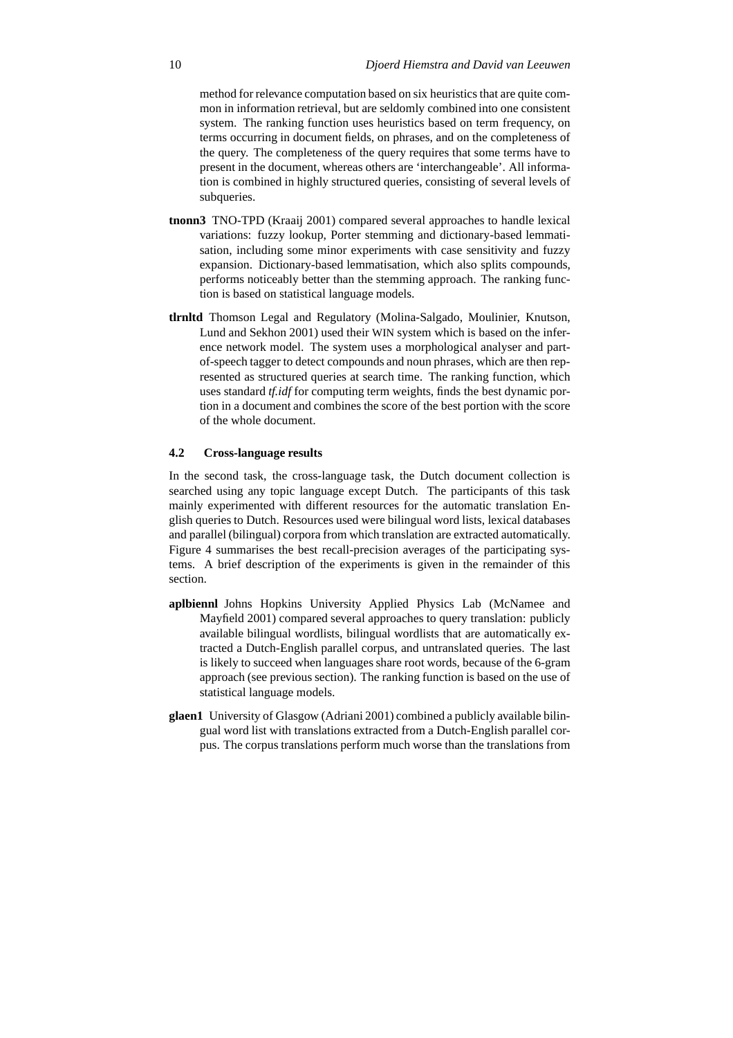method for relevance computation based on six heuristics that are quite common in information retrieval, but are seldomly combined into one consistent system. The ranking function uses heuristics based on term frequency, on terms occurring in document fields, on phrases, and on the completeness of the query. The completeness of the query requires that some terms have to present in the document, whereas others are 'interchangeable'. All information is combined in highly structured queries, consisting of several levels of subqueries.

**tnonn3** TNO-TPD (Kraaij 2001) compared several approaches to handle lexical variations: fuzzy lookup, Porter stemming and dictionary-based lemmatisation, including some minor experiments with case sensitivity and fuzzy expansion. Dictionary-based lemmatisation, which also splits compounds, performs noticeably better than the stemming approach. The ranking function is based on statistical language models.

**tlrnltd** Thomson Legal and Regulatory (Molina-Salgado, Moulinier, Knutson, Lund and Sekhon 2001) used their WIN system which is based on the inference network model. The system uses a morphological analyser and part-of-speech tagger to detect compounds and noun phrases, which are then represented as structured queries at search time. The ranking function, which uses standard *tf.idf* for computing term weights, finds the best dynamic portion in a document and combines the score of the best portion with the score of the whole document.

### 4.2 Cross-language results

In the second task, the cross-language task, the Dutch document collection is searched using any topic language except Dutch. The participants of this task mainly experimented with different resources for the automatic translation English queries to Dutch. Resources used were bilingual word lists, lexical databases and parallel (bilingual) corpora from which translation are extracted automatically. Figure 4 summarises the best recall-precision averages of the participating systems. A brief description of the experiments is given in the remainder of this section.

**aplbiennl** Johns Hopkins University Applied Physics Lab (McNamee and Mayfield 2001) compared several approaches to query translation: publicly available bilingual wordlists, bilingual wordlists that are automatically extracted a Dutch-English parallel corpus, and untranslated queries. The last is likely to succeed when languages share root words, because of the 6-gram approach (see previous section). The ranking function is based on the use of statistical language models.

**glaen1** University of Glasgow (Adriani 2001) combined a publicly available bilingual word list with translations extracted from a Dutch-English parallel corpus. The corpus translations perform much worse than the translations from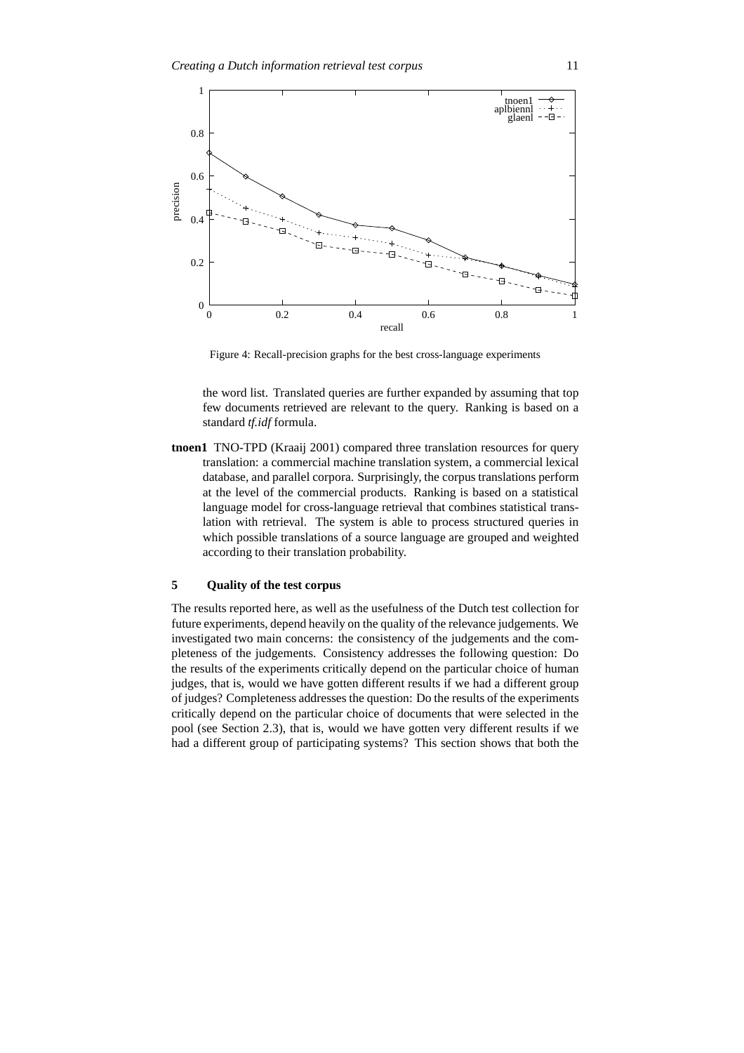Figure 4: Recall-precision graphs for the best cross-language experiments

the word list. Translated queries are further expanded by assuming that top few documents retrieved are relevant to the query. Ranking is based on a standard *tf.idf* formula.

**tnoen1** TNO-TPD (Kraaij 2001) compared three translation resources for query translation: a commercial machine translation system, a commercial lexical database, and parallel corpora. Surprisingly, the corpus translations perform at the level of the commercial products. Ranking is based on a statistical language model for cross-language retrieval that combines statistical translation with retrieval. The system is able to process structured queries in which possible translations of a source language are grouped and weighted according to their translation probability.

## 5 Quality of the test corpus

The results reported here, as well as the usefulness of the Dutch test collection for future experiments, depend heavily on the quality of the relevance judgements. We investigated two main concerns: the consistency of the judgements and the completeness of the judgements. Consistency addresses the following question: Do the results of the experiments critically depend on the particular choice of human judges, that is, would we have gotten different results if we had a different group of judges? Completeness addresses the question: Do the results of the experiments critically depend on the particular choice of documents that were selected in the pool (see Section 2.3), that is, would we have gotten very different results if we had a different group of participating systems? This section shows that both the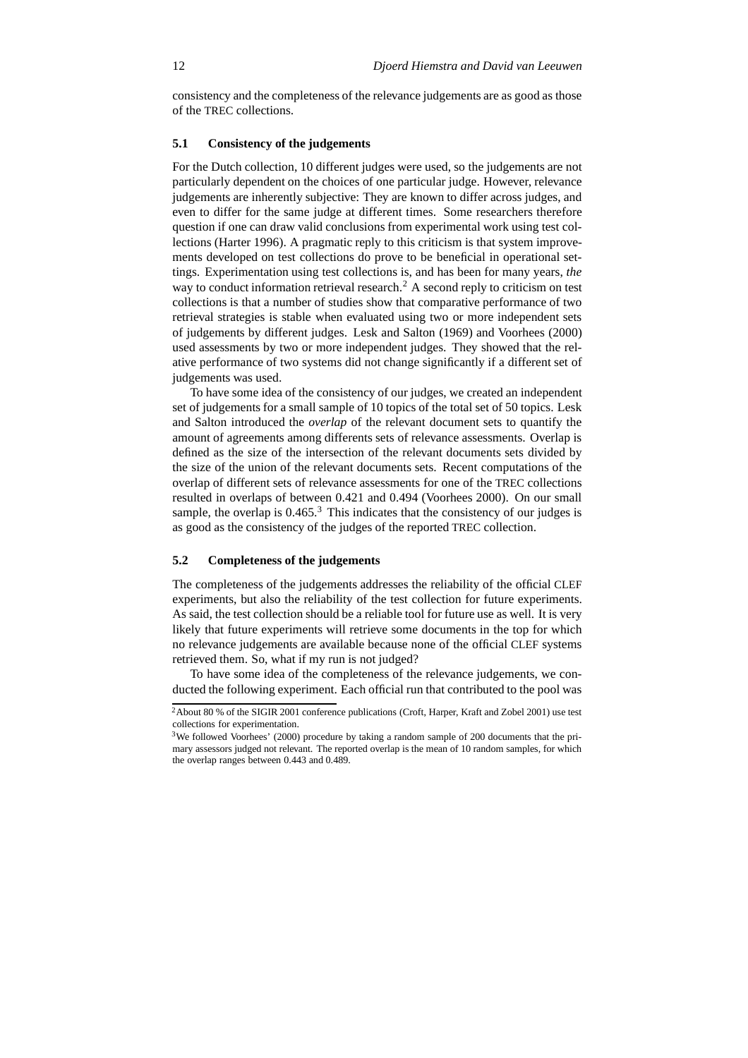consistency and the completeness of the relevance judgements are as good as those of the TREC collections.

### 5.1 Consistency of the judgements

For the Dutch collection, 10 different judges were used, so the judgements are not particularly dependent on the choices of one particular judge. However, relevance judgements are inherently subjective: They are known to differ across judges, and even to differ for the same judge at different times. Some researchers therefore question if one can draw valid conclusions from experimental work using test collections (Harter 1996). A pragmatic reply to this criticism is that system improvements developed on test collections do prove to be beneficial in operational settings. Experimentation using test collections is, and has been for many years, *the* way to conduct information retrieval research.[2] A second reply to criticism on test collections is that a number of studies show that comparative performance of two retrieval strategies is stable when evaluated using two or more independent sets of judgements by different judges. Lesk and Salton (1969) and Voorhees (2000) used assessments by two or more independent judges. They showed that the relative performance of two systems did not change significantly if a different set of judgements was used.

To have some idea of the consistency of our judges, we created an independent set of judgements for a small sample of 10 topics of the total set of 50 topics. Lesk and Salton introduced the *overlap* of the relevant document sets to quantify the amount of agreements among differents sets of relevance assessments. Overlap is defined as the size of the intersection of the relevant documents sets divided by the size of the union of the relevant documents sets. Recent computations of the overlap of different sets of relevance assessments for one of the TREC collections resulted in overlaps of between 0.421 and 0.494 (Voorhees 2000). On our small sample, the overlap is 0.465.[3] This indicates that the consistency of our judges is as good as the consistency of the judges of the reported TREC collection.

### 5.2 Completeness of the judgements

The completeness of the judgements addresses the reliability of the official CLEF experiments, but also the reliability of the test collection for future experiments. As said, the test collection should be a reliable tool for future use as well. It is very likely that future experiments will retrieve some documents in the top for which no relevance judgements are available because none of the official CLEF systems retrieved them. So, what if my run is not judged?

To have some idea of the completeness of the relevance judgements, we conducted the following experiment. Each official run that contributed to the pool was

[2] About 80 % of the SIGIR 2001 conference publications (Croft, Harper, Kraft and Zobel 2001) use test collections for experimentation.

[3] We followed Voorhees' (2000) procedure by taking a random sample of 200 documents that the primary assessors judged not relevant. The reported overlap is the mean of 10 random samples, for which the overlap ranges between 0.443 and 0.489.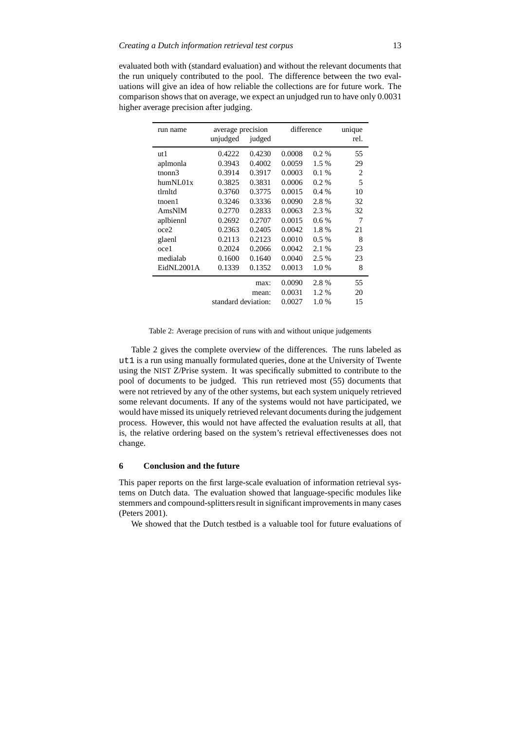evaluated both with (standard evaluation) and without the relevant documents that the run uniquely contributed to the pool. The difference between the two evaluations will give an idea of how reliable the collections are for future work. The comparison shows that on average, we expect an unjudged run to have only 0.0031 higher average precision after judging.

| run name | average precision | | difference | | unique |
|---|---|---|---|---|---|
| | unjudged | judged | | | rel. |
| ut1 | 0.4222 | 0.4230 | 0.0008 | 0.2 % | 55 |
| aplmonla | 0.3943 | 0.4002 | 0.0059 | 1.5 % | 29 |
| tnonn3 | 0.3914 | 0.3917 | 0.0003 | 0.1 % | 2 |
| humNL01x | 0.3825 | 0.3831 | 0.0006 | 0.2 % | 5 |
| tlrnltd | 0.3760 | 0.3775 | 0.0015 | 0.4 % | 10 |
| tnoen1 | 0.3246 | 0.3336 | 0.0090 | 2.8 % | 32 |
| AmsNlM | 0.2770 | 0.2833 | 0.0063 | 2.3 % | 32 |
| aplbiennl | 0.2692 | 0.2707 | 0.0015 | 0.6 % | 7 |
| oce2 | 0.2363 | 0.2405 | 0.0042 | 1.8 % | 21 |
| glaenl | 0.2113 | 0.2123 | 0.0010 | 0.5 % | 8 |
| oce1 | 0.2024 | 0.2066 | 0.0042 | 2.1 % | 23 |
| medialab | 0.1600 | 0.1640 | 0.0040 | 2.5 % | 23 |
| EidNL2001A | 0.1339 | 0.1352 | 0.0013 | 1.0 % | 8 |
| | | max: | 0.0090 | 2.8 % | 55 |
| | | mean: | 0.0031 | 1.2 % | 20 |
| | standard deviation: | | 0.0027 | 1.0 % | 15 |

Table 2: Average precision of runs with and without unique judgements

Table 2 gives the complete overview of the differences. The runs labeled as `ut1` is a run using manually formulated queries, done at the University of Twente using the NIST Z/Prise system. It was specifically submitted to contribute to the pool of documents to be judged. This run retrieved most (55) documents that were not retrieved by any of the other systems, but each system uniquely retrieved some relevant documents. If any of the systems would not have participated, we would have missed its uniquely retrieved relevant documents during the judgement process. However, this would not have affected the evaluation results at all, that is, the relative ordering based on the system's retrieval effectivenesses does not change.

## 6 Conclusion and the future

This paper reports on the first large-scale evaluation of information retrieval systems on Dutch data. The evaluation showed that language-specific modules like stemmers and compound-splitters result in significant improvements in many cases (Peters 2001).

We showed that the Dutch testbed is a valuable tool for future evaluations of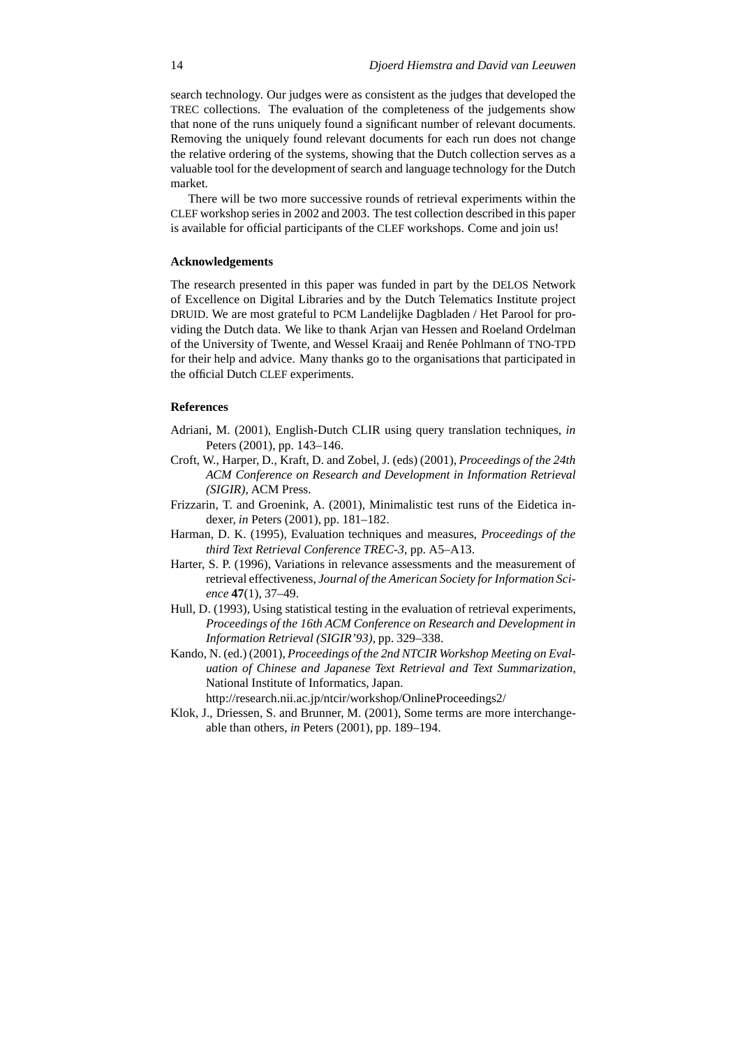search technology. Our judges were as consistent as the judges that developed the TREC collections. The evaluation of the completeness of the judgements show that none of the runs uniquely found a significant number of relevant documents. Removing the uniquely found relevant documents for each run does not change the relative ordering of the systems, showing that the Dutch collection serves as a valuable tool for the development of search and language technology for the Dutch market.

There will be two more successive rounds of retrieval experiments within the CLEF workshop series in 2002 and 2003. The test collection described in this paper is available for official participants of the CLEF workshops. Come and join us!

### Acknowledgements

The research presented in this paper was funded in part by the DELOS Network of Excellence on Digital Libraries and by the Dutch Telematics Institute project DRUID. We are most grateful to PCM Landelijke Dagbladen / Het Parool for providing the Dutch data. We like to thank Arjan van Hessen and Roeland Ordelman of the University of Twente, and Wessel Kraaij and Renée Pohlmann of TNO-TPD for their help and advice. Many thanks go to the organisations that participated in the official Dutch CLEF experiments.

### References

Adriani, M. (2001), English-Dutch CLIR using query translation techniques, *in* Peters (2001), pp. 143–146.

Croft, W., Harper, D., Kraft, D. and Zobel, J. (eds) (2001), *Proceedings of the 24th ACM Conference on Research and Development in Information Retrieval (SIGIR)*, ACM Press.

Frizzarin, T. and Groenink, A. (2001), Minimalistic test runs of the Eidetica indexer, *in* Peters (2001), pp. 181–182.

Harman, D. K. (1995), Evaluation techniques and measures, *Proceedings of the third Text Retrieval Conference TREC-3*, pp. A5–A13.

Harter, S. P. (1996), Variations in relevance assessments and the measurement of retrieval effectiveness, *Journal of the American Society for Information Science* **47**(1), 37–49.

Hull, D. (1993), Using statistical testing in the evaluation of retrieval experiments, *Proceedings of the 16th ACM Conference on Research and Development in Information Retrieval (SIGIR'93)*, pp. 329–338.

Kando, N. (ed.) (2001), *Proceedings of the 2nd NTCIR Workshop Meeting on Evaluation of Chinese and Japanese Text Retrieval and Text Summarization*, National Institute of Informatics, Japan. http://research.nii.ac.jp/ntcir/workshop/OnlineProceedings2/

Klok, J., Driessen, S. and Brunner, M. (2001), Some terms are more interchangeable than others, *in* Peters (2001), pp. 189–194.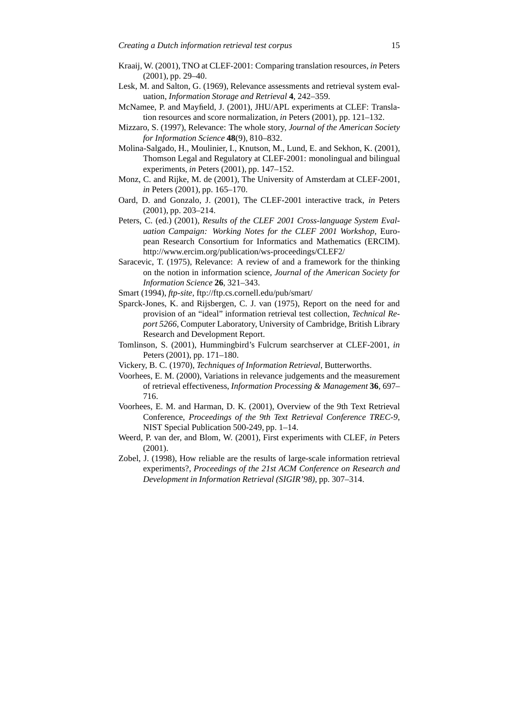Kraaij, W. (2001), TNO at CLEF-2001: Comparing translation resources, *in* Peters (2001), pp. 29–40.

Lesk, M. and Salton, G. (1969), Relevance assessments and retrieval system evaluation, *Information Storage and Retrieval* **4**, 242–359.

McNamee, P. and Mayfield, J. (2001), JHU/APL experiments at CLEF: Translation resources and score normalization, *in* Peters (2001), pp. 121–132.

Mizzaro, S. (1997), Relevance: The whole story, *Journal of the American Society for Information Science* **48**(9), 810–832.

Molina-Salgado, H., Moulinier, I., Knutson, M., Lund, E. and Sekhon, K. (2001), Thomson Legal and Regulatory at CLEF-2001: monolingual and bilingual experiments, *in* Peters (2001), pp. 147–152.

Monz, C. and Rijke, M. de (2001), The University of Amsterdam at CLEF-2001, *in* Peters (2001), pp. 165–170.

Oard, D. and Gonzalo, J. (2001), The CLEF-2001 interactive track, *in* Peters (2001), pp. 203–214.

Peters, C. (ed.) (2001), *Results of the CLEF 2001 Cross-language System Evaluation Campaign: Working Notes for the CLEF 2001 Workshop*, European Research Consortium for Informatics and Mathematics (ERCIM). http://www.ercim.org/publication/ws-proceedings/CLEF2/

Saracevic, T. (1975), Relevance: A review of and a framework for the thinking on the notion in information science, *Journal of the American Society for Information Science* **26**, 321–343.

Smart (1994), *ftp-site*, ftp://ftp.cs.cornell.edu/pub/smart/

Sparck-Jones, K. and Rijsbergen, C. J. van (1975), Report on the need for and provision of an "ideal" information retrieval test collection, *Technical Report 5266*, Computer Laboratory, University of Cambridge, British Library Research and Development Report.

Tomlinson, S. (2001), Hummingbird's Fulcrum searchserver at CLEF-2001, *in* Peters (2001), pp. 171–180.

Vickery, B. C. (1970), *Techniques of Information Retrieval*, Butterworths.

Voorhees, E. M. (2000), Variations in relevance judgements and the measurement of retrieval effectiveness, *Information Processing & Management* **36**, 697–716.

Voorhees, E. M. and Harman, D. K. (2001), Overview of the 9th Text Retrieval Conference, *Proceedings of the 9th Text Retrieval Conference TREC-9*, NIST Special Publication 500-249, pp. 1–14.

Weerd, P. van der, and Blom, W. (2001), First experiments with CLEF, *in* Peters (2001).

Zobel, J. (1998), How reliable are the results of large-scale information retrieval experiments?, *Proceedings of the 21st ACM Conference on Research and Development in Information Retrieval (SIGIR'98)*, pp. 307–314.